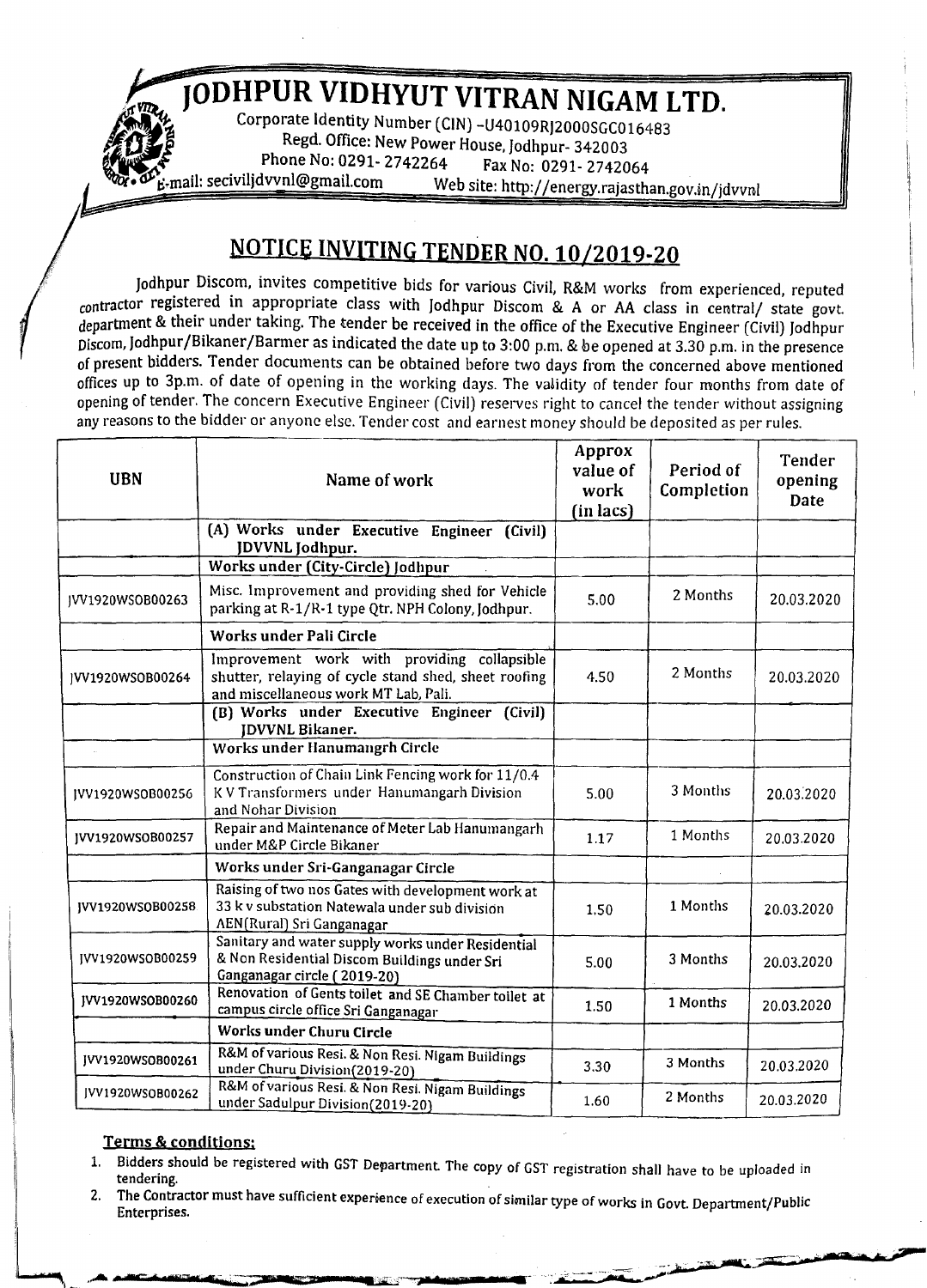# JODHPUR VIDHYUT VITRAN NIGAM LTD.

Corporate Identity Number (CIN) -U40109RJ2000SGC016483
Regd. Office: New Power House, Jodhpur- 342003
Phone No: 0291- 2742264 Fax No: 0291- 2742064
E-mail: seciviljdvvnl@gmail.com Web site: http://energy.rajasthan.gov.in/jdvvnl

## NOTICE INVITING TENDER NO. 10/2019-20

Jodhpur Discom, invites competitive bids for various Civil, R&M works from experienced, reputed contractor registered in appropriate class with Jodhpur Discom & A or AA class in central/ state govt. department & their under taking. The tender be received in the office of the Executive Engineer (Civil) Jodhpur Discom, Jodhpur/Bikaner/Barmer as indicated the date up to 3:00 p.m. & be opened at 3.30 p.m. in the presence of present bidders. Tender documents can be obtained before two days from the concerned above mentioned offices up to 3p.m. of date of opening in the working days. The validity of tender four months from date of opening of tender. The concern Executive Engineer (Civil) reserves right to cancel the tender without assigning any reasons to the bidder or anyone else. Tender cost and earnest money should be deposited as per rules.

| UBN | Name of work | Approx value of work (in lacs) | Period of Completion | Tender opening Date |
|---|---|---|---|---|
| | **(A) Works under Executive Engineer (Civil) JDVVNL Jodhpur.** | | | |
| | **Works under (City-Circle) Jodhpur** | | | |
| JVV1920WSOB00263 | Misc. Improvement and providing shed for Vehicle parking at R-1/R-1 type Qtr. NPH Colony, Jodhpur. | 5.00 | 2 Months | 20.03.2020 |
| | **Works under Pali Circle** | | | |
| JVV1920WSOB00264 | Improvement work with providing collapsible shutter, relaying of cycle stand shed, sheet roofing and miscellaneous work MT Lab, Pali. | 4.50 | 2 Months | 20.03.2020 |
| | **(B) Works under Executive Engineer (Civil) JDVVNL Bikaner.** | | | |
| | **Works under Hanumangrh Circle** | | | |
| JVV1920WSOB00256 | Construction of Chain Link Fencing work for 11/0.4 K V Transformers under Hanumangarh Division and Nohar Division | 5.00 | 3 Months | 20.03.2020 |
| JVV1920WSOB00257 | Repair and Maintenance of Meter Lab Hanumangarh under M&P Circle Bikaner | 1.17 | 1 Months | 20.03.2020 |
| | **Works under Sri-Ganganagar Circle** | | | |
| JVV1920WSOB00258 | Raising of two nos Gates with development work at 33 k v substation Natewala under sub division AEN(Rural) Sri Ganganagar | 1.50 | 1 Months | 20.03.2020 |
| JVV1920WSOB00259 | Sanitary and water supply works under Residential & Non Residential Discom Buildings under Sri Ganganagar circle ( 2019-20) | 5.00 | 3 Months | 20.03.2020 |
| JVV1920WSOB00260 | Renovation of Gents toilet and SE Chamber toilet at campus circle office Sri Ganganagar | 1.50 | 1 Months | 20.03.2020 |
| | **Works under Churu Circle** | | | |
| JVV1920WSOB00261 | R&M of various Resi. & Non Resi. Nigam Buildings under Churu Division(2019-20) | 3.30 | 3 Months | 20.03.2020 |
| JVV1920WSOB00262 | R&M of various Resi. & Non Resi. Nigam Buildings under Sadulpur Division(2019-20) | 1.60 | 2 Months | 20.03.2020 |

### Terms & conditions:

1. Bidders should be registered with GST Department. The copy of GST registration shall have to be uploaded in tendering.
2. The Contractor must have sufficient experience of execution of similar type of works in Govt. Department/Public Enterprises.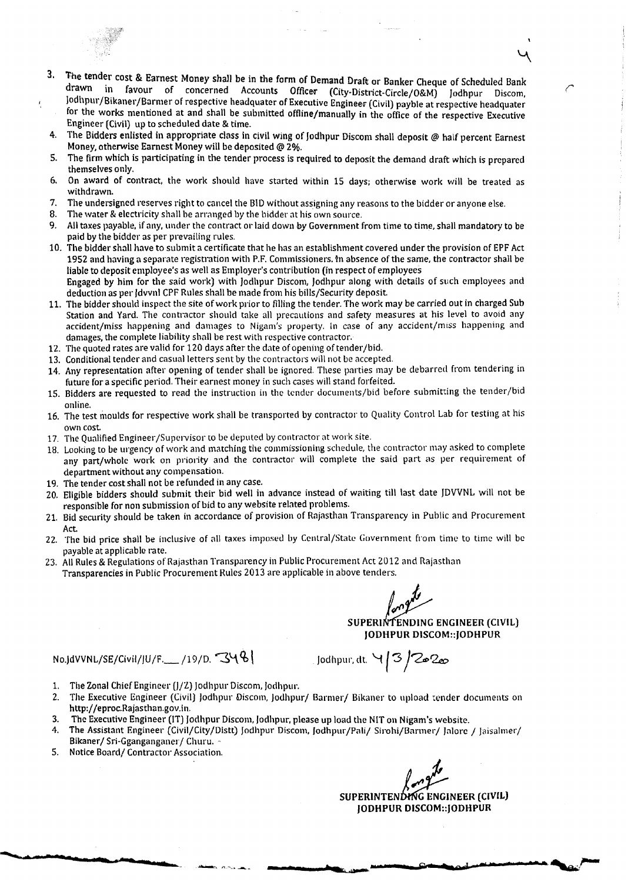3. The tender cost & Earnest Money shall be in the form of Demand Draft or Banker Cheque of Scheduled Bank drawn in favour of concerned Accounts Officer (City-District-Circle/O&M) Jodhpur Discom, Jodhpur/Bikaner/Barmer of respective headquater of Executive Engineer (Civil) payble at respective headquater for the works mentioned at and shall be submitted offline/manually in the office of the respective Executive Engineer (Civil) up to scheduled date & time.
4. The Bidders enlisted in appropriate class in civil wing of Jodhpur Discom shall deposit @ half percent Earnest Money, otherwise Earnest Money will be deposited @ 2%.
5. The firm which is participating in the tender process is required to deposit the demand draft which is prepared themselves only.
6. On award of contract, the work should have started within 15 days; otherwise work will be treated as withdrawn.
7. The undersigned reserves right to cancel the BID without assigning any reasons to the bidder or anyone else.
8. The water & electricity shall be arranged by the bidder at his own source.
9. All taxes payable, if any, under the contract or laid down by Government from time to time, shall mandatory to be paid by the bidder as per prevailing rules.
10. The bidder shall have to submit a certificate that he has an establishment covered under the provision of EPF Act 1952 and having a separate registration with P.F. Commissioners. In absence of the same, the contractor shall be liable to deposit employee's as well as Employer's contribution (in respect of employees Engaged by him for the said work) with Jodhpur Discom, Jodhpur along with details of such employees and deduction as per Jdvvnl CPF Rules shall be made from his bills/Security deposit.
11. The bidder should inspect the site of work prior to filling the tender. The work may be carried out in charged Sub Station and Yard. The contractor should take all precautions and safety measures at his level to avoid any accident/miss happening and damages to Nigam's property. In case of any accident/miss happening and damages, the complete liability shall be rest with respective contractor.
12. The quoted rates are valid for 120 days after the date of opening of tender/bid.
13. Conditional tender and casual letters sent by the contractors will not be accepted.
14. Any representation after opening of tender shall be ignored. These parties may be debarred from tendering in future for a specific period. Their earnest money in such cases will stand forfeited.
15. Bidders are requested to read the instruction in the tender documents/bid before submitting the tender/bid online.
16. The test moulds for respective work shall be transported by contractor to Quality Control Lab for testing at his own cost.
17. The Qualified Engineer/Supervisor to be deputed by contractor at work site.
18. Looking to be urgency of work and matching the commissioning schedule, the contractor may asked to complete any part/whole work on priority and the contractor will complete the said part as per requirement of department without any compensation.
19. The tender cost shall not be refunded in any case.
20. Eligible bidders should submit their bid well in advance instead of waiting till last date JDVVNL will not be responsible for non submission of bid to any website related problems.
21. Bid security should be taken in accordance of provision of Rajasthan Transparency in Public and Procurement Act.
22. The bid price shall be inclusive of all taxes imposed by Central/State Government from time to time will be payable at applicable rate.
23. All Rules & Regulations of Rajasthan Transparency in Public Procurement Act 2012 and Rajasthan Transparencies in Public Procurement Rules 2013 are applicable in above tenders.

**SUPERINTENDING ENGINEER (CIVIL)**
**JODHPUR DISCOM::JODHPUR**

No.JdVVNL/SE/Civil/JU/F.\_\_\_/19/D. 3481 Jodhpur, dt. 4/3/2020

1. The Zonal Chief Engineer (J/Z) Jodhpur Discom, Jodhpur.
2. The Executive Engineer (Civil) Jodhpur Discom, Jodhpur/ Barmer/ Bikaner to upload tender documents on http://eproc.Rajasthan.gov.in.
3. The Executive Engineer (IT) Jodhpur Discom, Jodhpur, please up load the NIT on Nigam's website.
4. The Assistant Engineer (Civil/City/Distt) Jodhpur Discom, Jodhpur/Pali/ Sirohi/Barmer/ Jalore / Jaisalmer/ Bikaner/ Sri-Gganganganer/ Churu.
5. Notice Board/ Contractor Association.

**SUPERINTENDING ENGINEER (CIVIL)**
**JODHPUR DISCOM::JODHPUR**